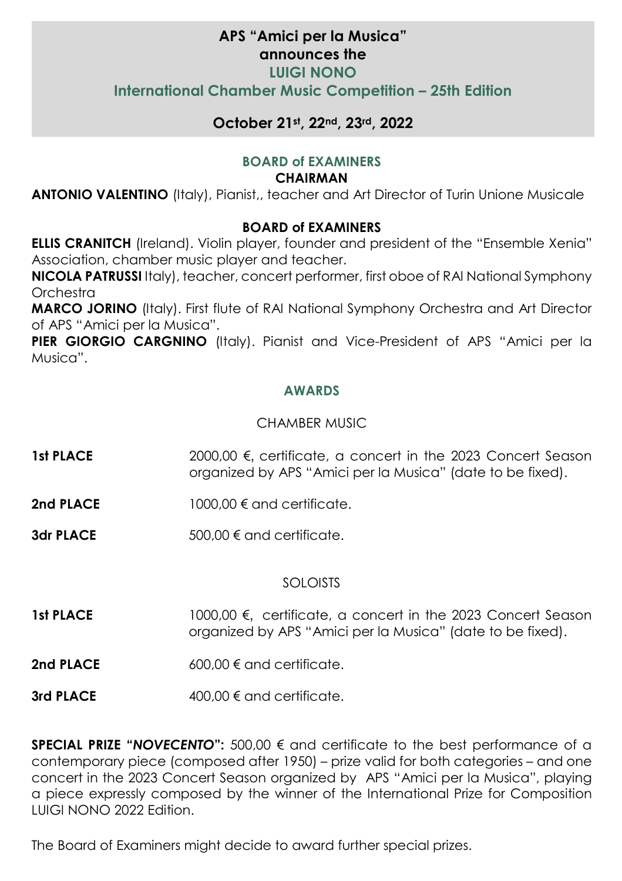# APS "Amici per la Musica" announces the LUIGI NONO International Chamber Music Competition – 25th Edition

**October 21st, 22nd, 23rd, 2022**

## BOARD of EXAMINERS

**CHAIRMAN**

**ANTONIO VALENTINO** (Italy), Pianist,, teacher and Art Director of Turin Unione Musicale

**BOARD of EXAMINERS**

**ELLIS CRANITCH** (Ireland). Violin player, founder and president of the "Ensemble Xenia" Association, chamber music player and teacher.

**NICOLA PATRUSSI** Italy), teacher, concert performer, first oboe of RAI National Symphony Orchestra

**MARCO JORINO** (Italy). First flute of RAI National Symphony Orchestra and Art Director of APS "Amici per la Musica".

**PIER GIORGIO CARGNINO** (Italy). Pianist and Vice-President of APS "Amici per la Musica".

## AWARDS

CHAMBER MUSIC

**1st PLACE** 2000,00 €, certificate, a concert in the 2023 Concert Season organized by APS "Amici per la Musica" (date to be fixed).

**2nd PLACE** 1000,00 € and certificate.

**3dr PLACE** 500,00 € and certificate.

SOLOISTS

**1st PLACE** 1000,00 €, certificate, a concert in the 2023 Concert Season organized by APS "Amici per la Musica" (date to be fixed).

**2nd PLACE** 600,00 € and certificate.

**3rd PLACE** 400,00 € and certificate.

**SPECIAL PRIZE "*NOVECENTO*":** 500,00 € and certificate to the best performance of a contemporary piece (composed after 1950) – prize valid for both categories – and one concert in the 2023 Concert Season organized by APS "Amici per la Musica", playing a piece expressly composed by the winner of the International Prize for Composition LUIGI NONO 2022 Edition.

The Board of Examiners might decide to award further special prizes.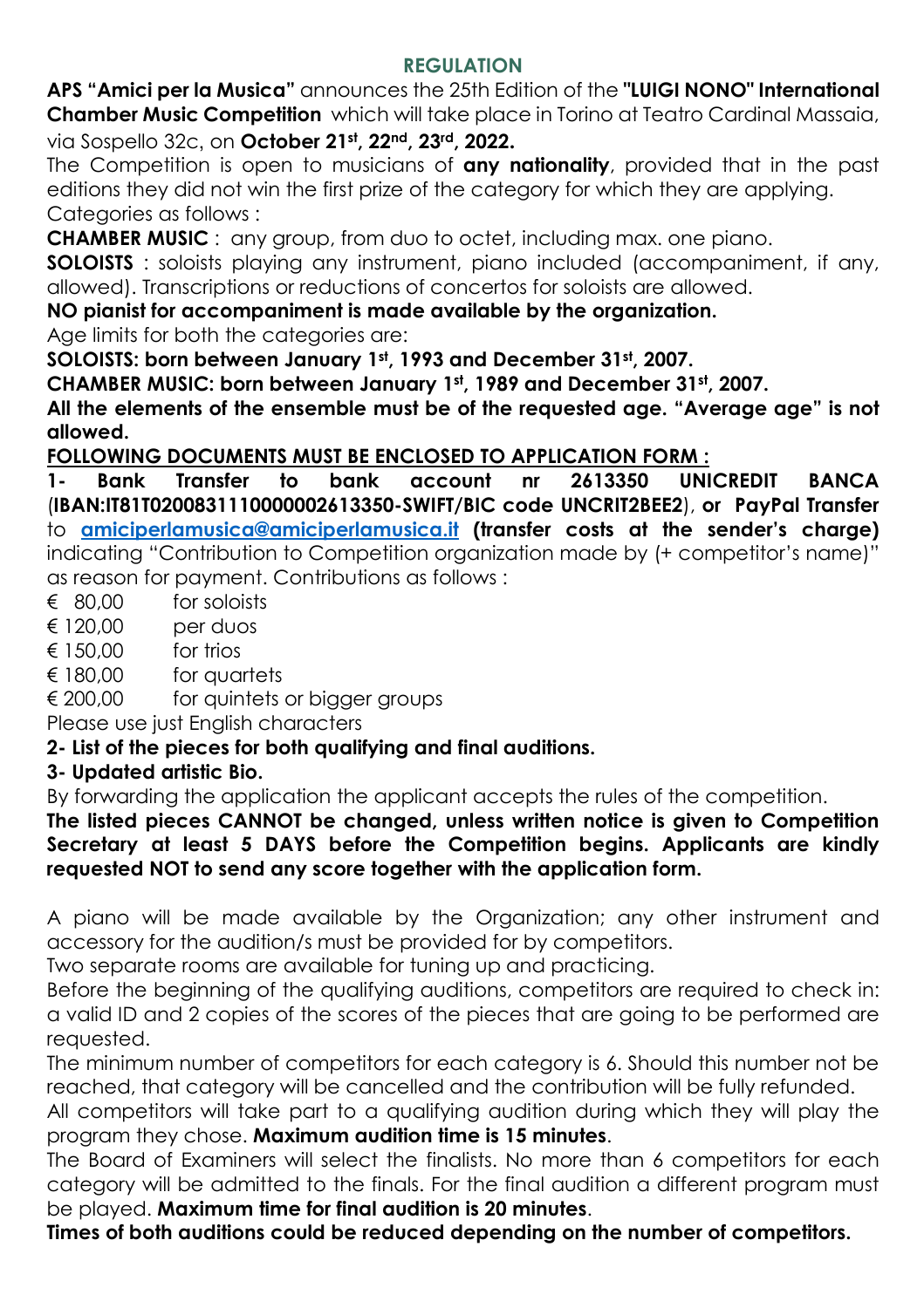## REGULATION

**APS "Amici per la Musica"** announces the 25th Edition of the **"LUIGI NONO" International Chamber Music Competition** which will take place in Torino at Teatro Cardinal Massaia, via Sospello 32c, on **October 21st, 22nd, 23rd, 2022.**

The Competition is open to musicians of **any nationality**, provided that in the past editions they did not win the first prize of the category for which they are applying.

Categories as follows :

**CHAMBER MUSIC** : any group, from duo to octet, including max. one piano.

**SOLOISTS** : soloists playing any instrument, piano included (accompaniment, if any, allowed). Transcriptions or reductions of concertos for soloists are allowed.

**NO pianist for accompaniment is made available by the organization.**

Age limits for both the categories are:

**SOLOISTS: born between January 1st, 1993 and December 31st, 2007.**

**CHAMBER MUSIC: born between January 1st, 1989 and December 31st, 2007.**

**All the elements of the ensemble must be of the requested age. "Average age" is not allowed.**

**FOLLOWING DOCUMENTS MUST BE ENCLOSED TO APPLICATION FORM :**

**1- Bank Transfer to bank account nr 2613350 UNICREDIT BANCA** (**IBAN:IT81T0200831110000002613350-SWIFT/BIC code UNCRIT2BEE2**), **or PayPal Transfer** to **amiciperlamusica@amiciperlamusica.it (transfer costs at the sender's charge)** indicating "Contribution to Competition organization made by (+ competitor's name)" as reason for payment. Contributions as follows :

€ 80,00 for soloists
€ 120,00 per duos
€ 150,00 for trios
€ 180,00 for quartets
€ 200,00 for quintets or bigger groups

Please use just English characters

**2- List of the pieces for both qualifying and final auditions.**

**3- Updated artistic Bio.**

By forwarding the application the applicant accepts the rules of the competition.

**The listed pieces CANNOT be changed, unless written notice is given to Competition Secretary at least 5 DAYS before the Competition begins. Applicants are kindly requested NOT to send any score together with the application form.**

A piano will be made available by the Organization; any other instrument and accessory for the audition/s must be provided for by competitors.

Two separate rooms are available for tuning up and practicing.

Before the beginning of the qualifying auditions, competitors are required to check in: a valid ID and 2 copies of the scores of the pieces that are going to be performed are requested.

The minimum number of competitors for each category is 6. Should this number not be reached, that category will be cancelled and the contribution will be fully refunded.

All competitors will take part to a qualifying audition during which they will play the program they chose. **Maximum audition time is 15 minutes**.

The Board of Examiners will select the finalists. No more than 6 competitors for each category will be admitted to the finals. For the final audition a different program must be played. **Maximum time for final audition is 20 minutes**.

**Times of both auditions could be reduced depending on the number of competitors.**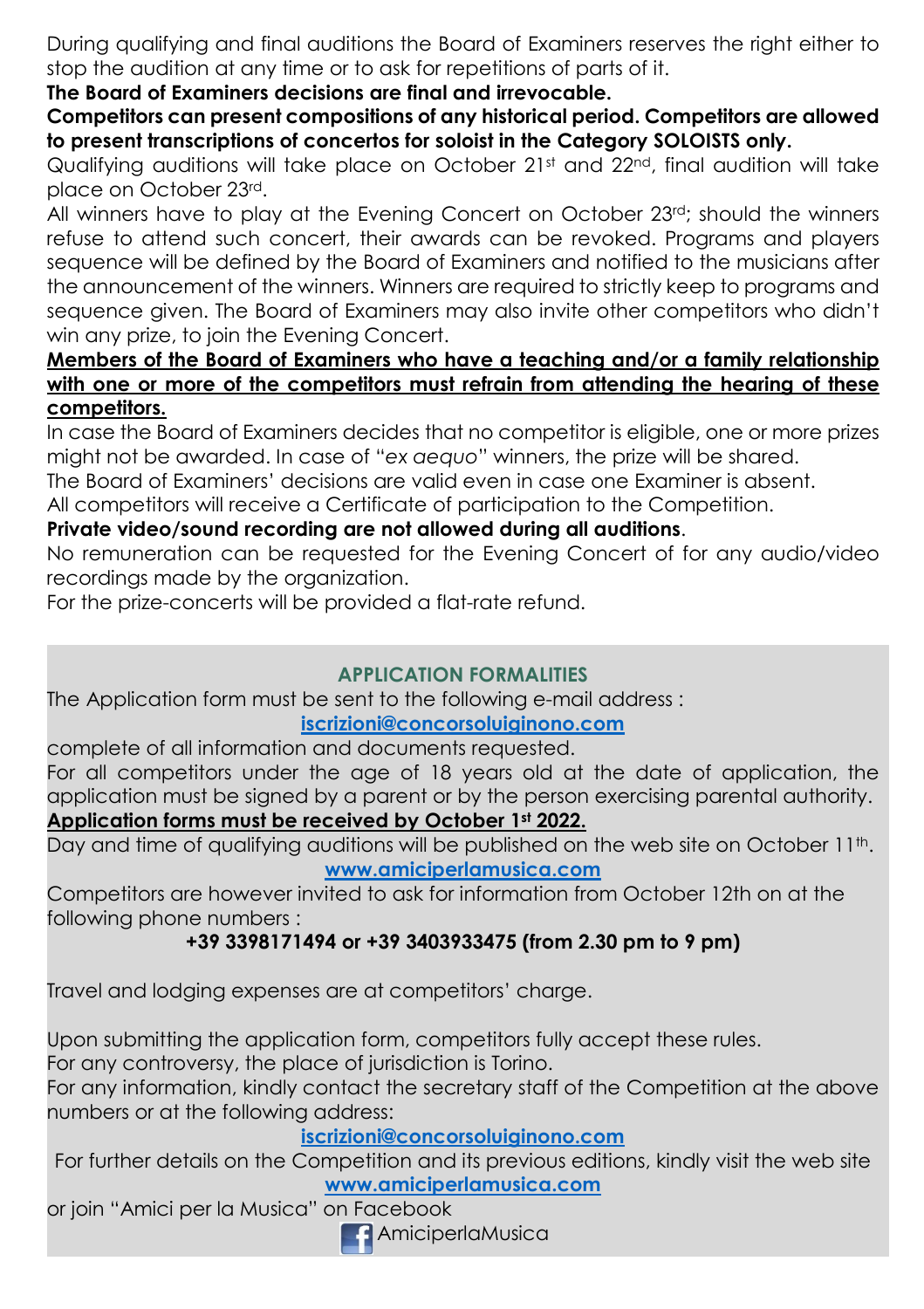During qualifying and final auditions the Board of Examiners reserves the right either to stop the audition at any time or to ask for repetitions of parts of it.

**The Board of Examiners decisions are final and irrevocable.**

**Competitors can present compositions of any historical period. Competitors are allowed to present transcriptions of concertos for soloist in the Category SOLOISTS only.**

Qualifying auditions will take place on October 21st and 22nd, final audition will take place on October 23rd.

All winners have to play at the Evening Concert on October 23rd; should the winners refuse to attend such concert, their awards can be revoked. Programs and players sequence will be defined by the Board of Examiners and notified to the musicians after the announcement of the winners. Winners are required to strictly keep to programs and sequence given. The Board of Examiners may also invite other competitors who didn't win any prize, to join the Evening Concert.

**Members of the Board of Examiners who have a teaching and/or a family relationship with one or more of the competitors must refrain from attending the hearing of these competitors.**

In case the Board of Examiners decides that no competitor is eligible, one or more prizes might not be awarded. In case of "*ex aequo*" winners, the prize will be shared.

The Board of Examiners' decisions are valid even in case one Examiner is absent.

All competitors will receive a Certificate of participation to the Competition.

**Private video/sound recording are not allowed during all auditions**.

No remuneration can be requested for the Evening Concert of for any audio/video recordings made by the organization.

For the prize-concerts will be provided a flat-rate refund.

## APPLICATION FORMALITIES

The Application form must be sent to the following e-mail address :

**iscrizioni@concorsoluiginono.com**

complete of all information and documents requested.

For all competitors under the age of 18 years old at the date of application, the application must be signed by a parent or by the person exercising parental authority.

**Application forms must be received by October 1st 2022.**

Day and time of qualifying auditions will be published on the web site on October 11th.

**www.amiciperlamusica.com**

Competitors are however invited to ask for information from October 12th on at the following phone numbers :

**+39 3398171494 or +39 3403933475 (from 2.30 pm to 9 pm)**

Travel and lodging expenses are at competitors' charge.

Upon submitting the application form, competitors fully accept these rules.

For any controversy, the place of jurisdiction is Torino.

For any information, kindly contact the secretary staff of the Competition at the above numbers or at the following address:

**iscrizioni@concorsoluiginono.com**

For further details on the Competition and its previous editions, kindly visit the web site

**www.amiciperlamusica.com**

or join "Amici per la Musica" on Facebook

AmiciperlaMusica